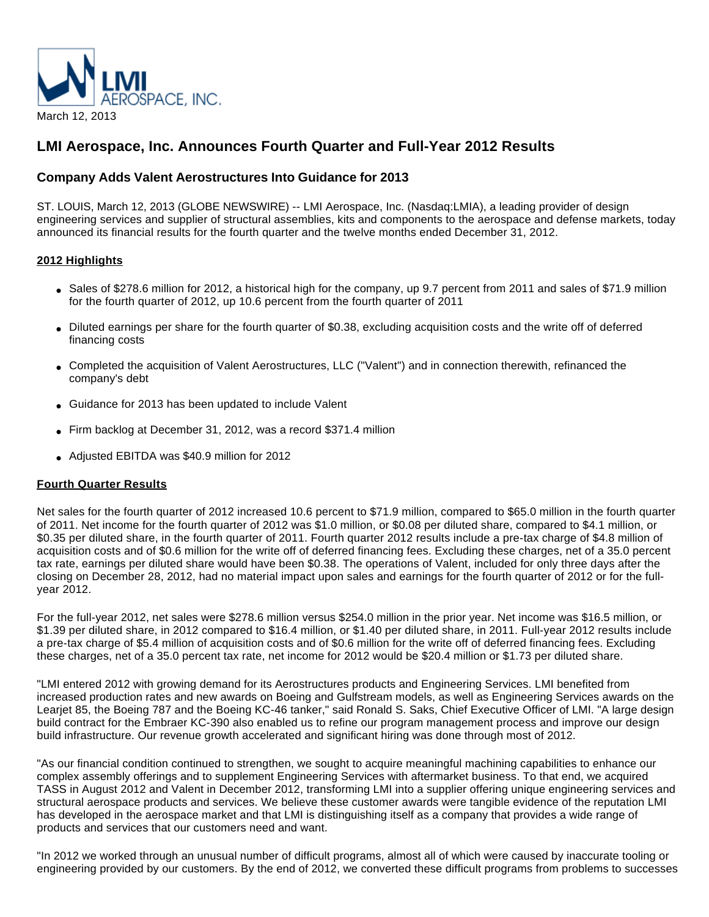LMI AEROSPACE, INC.

March 12, 2013

# LMI Aerospace, Inc. Announces Fourth Quarter and Full-Year 2012 Results

## Company Adds Valent Aerostructures Into Guidance for 2013

ST. LOUIS, March 12, 2013 (GLOBE NEWSWIRE) -- LMI Aerospace, Inc. (Nasdaq:LMIA), a leading provider of design engineering services and supplier of structural assemblies, kits and components to the aerospace and defense markets, today announced its financial results for the fourth quarter and the twelve months ended December 31, 2012.

### 2012 Highlights

- Sales of $278.6 million for 2012, a historical high for the company, up 9.7 percent from 2011 and sales of $71.9 million for the fourth quarter of 2012, up 10.6 percent from the fourth quarter of 2011
- Diluted earnings per share for the fourth quarter of $0.38, excluding acquisition costs and the write off of deferred financing costs
- Completed the acquisition of Valent Aerostructures, LLC ("Valent") and in connection therewith, refinanced the company's debt
- Guidance for 2013 has been updated to include Valent
- Firm backlog at December 31, 2012, was a record $371.4 million
- Adjusted EBITDA was $40.9 million for 2012

### Fourth Quarter Results

Net sales for the fourth quarter of 2012 increased 10.6 percent to $71.9 million, compared to $65.0 million in the fourth quarter of 2011. Net income for the fourth quarter of 2012 was $1.0 million, or $0.08 per diluted share, compared to $4.1 million, or $0.35 per diluted share, in the fourth quarter of 2011. Fourth quarter 2012 results include a pre-tax charge of $4.8 million of acquisition costs and of $0.6 million for the write off of deferred financing fees. Excluding these charges, net of a 35.0 percent tax rate, earnings per diluted share would have been $0.38. The operations of Valent, included for only three days after the closing on December 28, 2012, had no material impact upon sales and earnings for the fourth quarter of 2012 or for the full-year 2012.

For the full-year 2012, net sales were $278.6 million versus $254.0 million in the prior year. Net income was $16.5 million, or $1.39 per diluted share, in 2012 compared to $16.4 million, or $1.40 per diluted share, in 2011. Full-year 2012 results include a pre-tax charge of $5.4 million of acquisition costs and of $0.6 million for the write off of deferred financing fees. Excluding these charges, net of a 35.0 percent tax rate, net income for 2012 would be $20.4 million or $1.73 per diluted share.

"LMI entered 2012 with growing demand for its Aerostructures products and Engineering Services. LMI benefited from increased production rates and new awards on Boeing and Gulfstream models, as well as Engineering Services awards on the Learjet 85, the Boeing 787 and the Boeing KC-46 tanker," said Ronald S. Saks, Chief Executive Officer of LMI. "A large design build contract for the Embraer KC-390 also enabled us to refine our program management process and improve our design build infrastructure. Our revenue growth accelerated and significant hiring was done through most of 2012.

"As our financial condition continued to strengthen, we sought to acquire meaningful machining capabilities to enhance our complex assembly offerings and to supplement Engineering Services with aftermarket business. To that end, we acquired TASS in August 2012 and Valent in December 2012, transforming LMI into a supplier offering unique engineering services and structural aerospace products and services. We believe these customer awards were tangible evidence of the reputation LMI has developed in the aerospace market and that LMI is distinguishing itself as a company that provides a wide range of products and services that our customers need and want.

"In 2012 we worked through an unusual number of difficult programs, almost all of which were caused by inaccurate tooling or engineering provided by our customers. By the end of 2012, we converted these difficult programs from problems to successes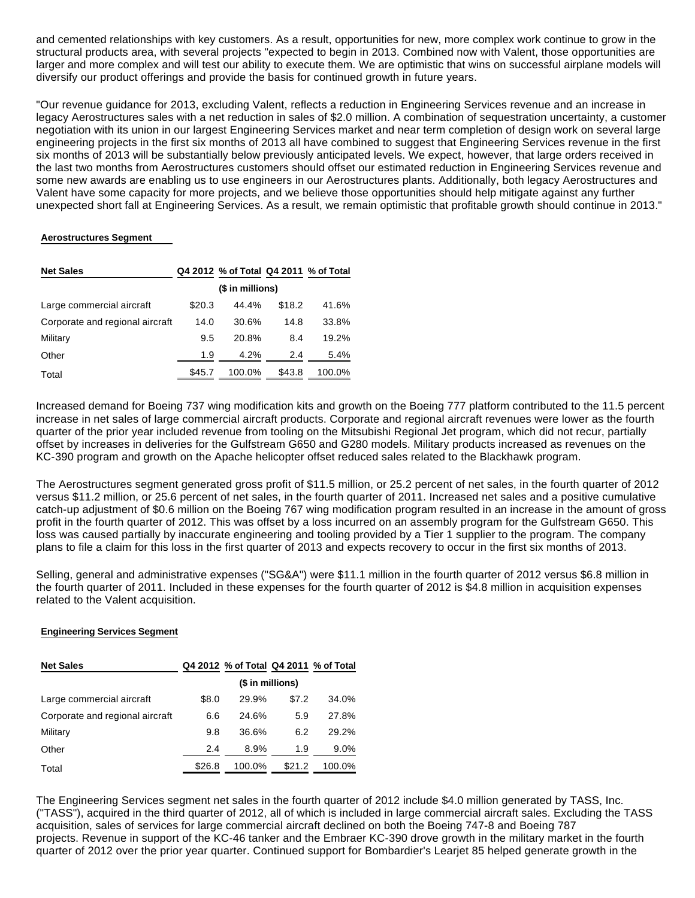and cemented relationships with key customers. As a result, opportunities for new, more complex work continue to grow in the structural products area, with several projects "expected to begin in 2013. Combined now with Valent, those opportunities are larger and more complex and will test our ability to execute them. We are optimistic that wins on successful airplane models will diversify our product offerings and provide the basis for continued growth in future years.

"Our revenue guidance for 2013, excluding Valent, reflects a reduction in Engineering Services revenue and an increase in legacy Aerostructures sales with a net reduction in sales of $2.0 million. A combination of sequestration uncertainty, a customer negotiation with its union in our largest Engineering Services market and near term completion of design work on several large engineering projects in the first six months of 2013 all have combined to suggest that Engineering Services revenue in the first six months of 2013 will be substantially below previously anticipated levels. We expect, however, that large orders received in the last two months from Aerostructures customers should offset our estimated reduction in Engineering Services revenue and some new awards are enabling us to use engineers in our Aerostructures plants. Additionally, both legacy Aerostructures and Valent have some capacity for more projects, and we believe those opportunities should help mitigate against any further unexpected short fall at Engineering Services. As a result, we remain optimistic that profitable growth should continue in 2013."

**Aerostructures Segment**

| Net Sales | Q4 2012 | % of Total | Q4 2011 | % of Total |
|---|---|---|---|---|
| | ($ in millions) | | | |
| Large commercial aircraft | $20.3 | 44.4% | $18.2 | 41.6% |
| Corporate and regional aircraft | 14.0 | 30.6% | 14.8 | 33.8% |
| Military | 9.5 | 20.8% | 8.4 | 19.2% |
| Other | 1.9 | 4.2% | 2.4 | 5.4% |
| Total | $45.7 | 100.0% | $43.8 | 100.0% |

Increased demand for Boeing 737 wing modification kits and growth on the Boeing 777 platform contributed to the 11.5 percent increase in net sales of large commercial aircraft products. Corporate and regional aircraft revenues were lower as the fourth quarter of the prior year included revenue from tooling on the Mitsubishi Regional Jet program, which did not recur, partially offset by increases in deliveries for the Gulfstream G650 and G280 models. Military products increased as revenues on the KC-390 program and growth on the Apache helicopter offset reduced sales related to the Blackhawk program.

The Aerostructures segment generated gross profit of $11.5 million, or 25.2 percent of net sales, in the fourth quarter of 2012 versus $11.2 million, or 25.6 percent of net sales, in the fourth quarter of 2011. Increased net sales and a positive cumulative catch-up adjustment of $0.6 million on the Boeing 767 wing modification program resulted in an increase in the amount of gross profit in the fourth quarter of 2012. This was offset by a loss incurred on an assembly program for the Gulfstream G650. This loss was caused partially by inaccurate engineering and tooling provided by a Tier 1 supplier to the program. The company plans to file a claim for this loss in the first quarter of 2013 and expects recovery to occur in the first six months of 2013.

Selling, general and administrative expenses ("SG&A") were $11.1 million in the fourth quarter of 2012 versus $6.8 million in the fourth quarter of 2011. Included in these expenses for the fourth quarter of 2012 is $4.8 million in acquisition expenses related to the Valent acquisition.

**Engineering Services Segment**

| Net Sales | Q4 2012 | % of Total | Q4 2011 | % of Total |
|---|---|---|---|---|
| | ($ in millions) | | | |
| Large commercial aircraft | $8.0 | 29.9% | $7.2 | 34.0% |
| Corporate and regional aircraft | 6.6 | 24.6% | 5.9 | 27.8% |
| Military | 9.8 | 36.6% | 6.2 | 29.2% |
| Other | 2.4 | 8.9% | 1.9 | 9.0% |
| Total | $26.8 | 100.0% | $21.2 | 100.0% |

The Engineering Services segment net sales in the fourth quarter of 2012 include $4.0 million generated by TASS, Inc. ("TASS"), acquired in the third quarter of 2012, all of which is included in large commercial aircraft sales. Excluding the TASS acquisition, sales of services for large commercial aircraft declined on both the Boeing 747-8 and Boeing 787 projects. Revenue in support of the KC-46 tanker and the Embraer KC-390 drove growth in the military market in the fourth quarter of 2012 over the prior year quarter. Continued support for Bombardier's Learjet 85 helped generate growth in the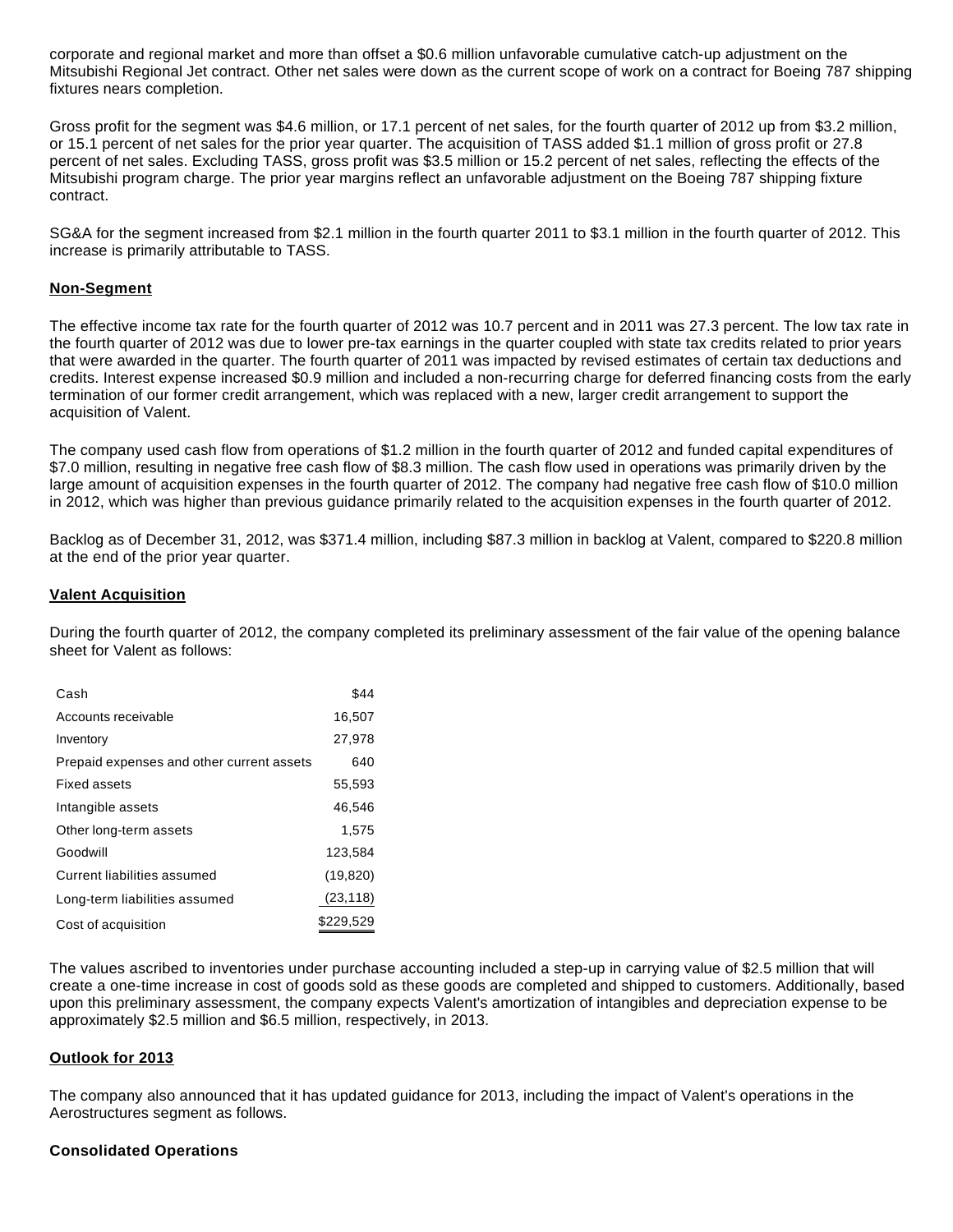corporate and regional market and more than offset a $0.6 million unfavorable cumulative catch-up adjustment on the Mitsubishi Regional Jet contract. Other net sales were down as the current scope of work on a contract for Boeing 787 shipping fixtures nears completion.

Gross profit for the segment was $4.6 million, or 17.1 percent of net sales, for the fourth quarter of 2012 up from $3.2 million, or 15.1 percent of net sales for the prior year quarter. The acquisition of TASS added $1.1 million of gross profit or 27.8 percent of net sales. Excluding TASS, gross profit was $3.5 million or 15.2 percent of net sales, reflecting the effects of the Mitsubishi program charge. The prior year margins reflect an unfavorable adjustment on the Boeing 787 shipping fixture contract.

SG&A for the segment increased from $2.1 million in the fourth quarter 2011 to $3.1 million in the fourth quarter of 2012. This increase is primarily attributable to TASS.

**Non-Segment**

The effective income tax rate for the fourth quarter of 2012 was 10.7 percent and in 2011 was 27.3 percent. The low tax rate in the fourth quarter of 2012 was due to lower pre-tax earnings in the quarter coupled with state tax credits related to prior years that were awarded in the quarter. The fourth quarter of 2011 was impacted by revised estimates of certain tax deductions and credits. Interest expense increased $0.9 million and included a non-recurring charge for deferred financing costs from the early termination of our former credit arrangement, which was replaced with a new, larger credit arrangement to support the acquisition of Valent.

The company used cash flow from operations of $1.2 million in the fourth quarter of 2012 and funded capital expenditures of $7.0 million, resulting in negative free cash flow of $8.3 million. The cash flow used in operations was primarily driven by the large amount of acquisition expenses in the fourth quarter of 2012. The company had negative free cash flow of $10.0 million in 2012, which was higher than previous guidance primarily related to the acquisition expenses in the fourth quarter of 2012.

Backlog as of December 31, 2012, was $371.4 million, including $87.3 million in backlog at Valent, compared to $220.8 million at the end of the prior year quarter.

**Valent Acquisition**

During the fourth quarter of 2012, the company completed its preliminary assessment of the fair value of the opening balance sheet for Valent as follows:

| | |
|---|---|
| Cash | $44 |
| Accounts receivable | 16,507 |
| Inventory | 27,978 |
| Prepaid expenses and other current assets | 640 |
| Fixed assets | 55,593 |
| Intangible assets | 46,546 |
| Other long-term assets | 1,575 |
| Goodwill | 123,584 |
| Current liabilities assumed | (19,820) |
| Long-term liabilities assumed | (23,118) |
| Cost of acquisition | $229,529 |

The values ascribed to inventories under purchase accounting included a step-up in carrying value of $2.5 million that will create a one-time increase in cost of goods sold as these goods are completed and shipped to customers. Additionally, based upon this preliminary assessment, the company expects Valent's amortization of intangibles and depreciation expense to be approximately $2.5 million and $6.5 million, respectively, in 2013.

**Outlook for 2013**

The company also announced that it has updated guidance for 2013, including the impact of Valent's operations in the Aerostructures segment as follows.

**Consolidated Operations**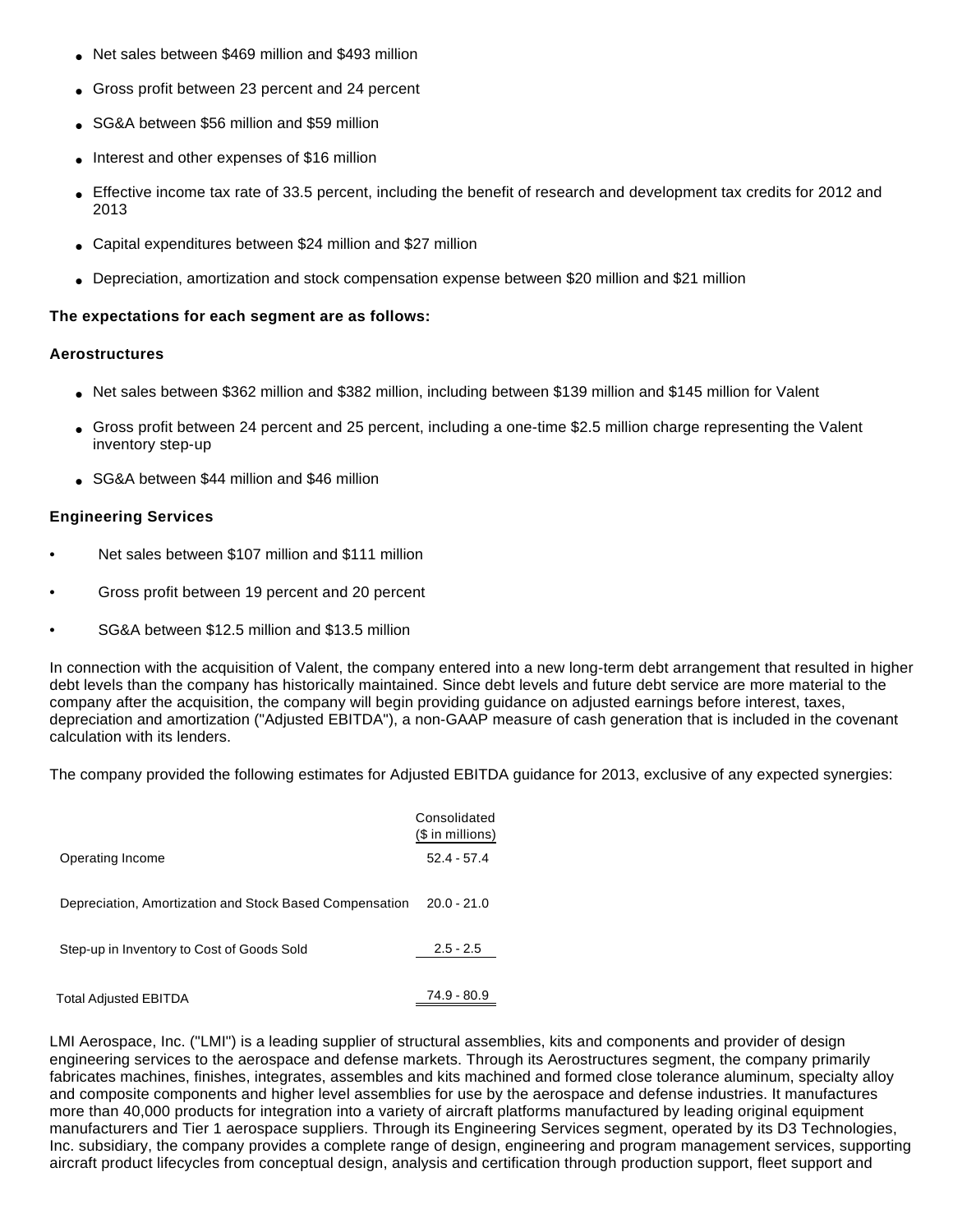- Net sales between $469 million and $493 million
- Gross profit between 23 percent and 24 percent
- SG&A between $56 million and $59 million
- Interest and other expenses of $16 million
- Effective income tax rate of 33.5 percent, including the benefit of research and development tax credits for 2012 and 2013
- Capital expenditures between $24 million and $27 million
- Depreciation, amortization and stock compensation expense between $20 million and $21 million

**The expectations for each segment are as follows:**

**Aerostructures**

- Net sales between $362 million and $382 million, including between $139 million and $145 million for Valent
- Gross profit between 24 percent and 25 percent, including a one-time $2.5 million charge representing the Valent inventory step-up
- SG&A between $44 million and $46 million

**Engineering Services**

- Net sales between $107 million and $111 million
- Gross profit between 19 percent and 20 percent
- SG&A between $12.5 million and $13.5 million

In connection with the acquisition of Valent, the company entered into a new long-term debt arrangement that resulted in higher debt levels than the company has historically maintained. Since debt levels and future debt service are more material to the company after the acquisition, the company will begin providing guidance on adjusted earnings before interest, taxes, depreciation and amortization ("Adjusted EBITDA"), a non-GAAP measure of cash generation that is included in the covenant calculation with its lenders.

The company provided the following estimates for Adjusted EBITDA guidance for 2013, exclusive of any expected synergies:

| | Consolidated ($ in millions) |
|---|---|
| Operating Income | 52.4 - 57.4 |
| Depreciation, Amortization and Stock Based Compensation | 20.0 - 21.0 |
| Step-up in Inventory to Cost of Goods Sold | 2.5 - 2.5 |
| Total Adjusted EBITDA | 74.9 - 80.9 |

LMI Aerospace, Inc. ("LMI") is a leading supplier of structural assemblies, kits and components and provider of design engineering services to the aerospace and defense markets. Through its Aerostructures segment, the company primarily fabricates machines, finishes, integrates, assembles and kits machined and formed close tolerance aluminum, specialty alloy and composite components and higher level assemblies for use by the aerospace and defense industries. It manufactures more than 40,000 products for integration into a variety of aircraft platforms manufactured by leading original equipment manufacturers and Tier 1 aerospace suppliers. Through its Engineering Services segment, operated by its D3 Technologies, Inc. subsidiary, the company provides a complete range of design, engineering and program management services, supporting aircraft product lifecycles from conceptual design, analysis and certification through production support, fleet support and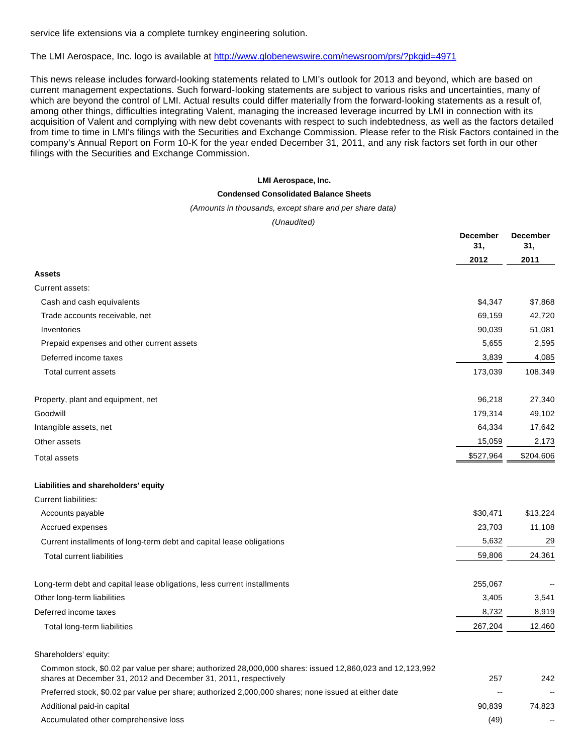service life extensions via a complete turnkey engineering solution.

The LMI Aerospace, Inc. logo is available at http://www.globenewswire.com/newsroom/prs/?pkgid=4971

This news release includes forward-looking statements related to LMI's outlook for 2013 and beyond, which are based on current management expectations. Such forward-looking statements are subject to various risks and uncertainties, many of which are beyond the control of LMI. Actual results could differ materially from the forward-looking statements as a result of, among other things, difficulties integrating Valent, managing the increased leverage incurred by LMI in connection with its acquisition of Valent and complying with new debt covenants with respect to such indebtedness, as well as the factors detailed from time to time in LMI's filings with the Securities and Exchange Commission. Please refer to the Risk Factors contained in the company's Annual Report on Form 10-K for the year ended December 31, 2011, and any risk factors set forth in our other filings with the Securities and Exchange Commission.

**LMI Aerospace, Inc.**

**Condensed Consolidated Balance Sheets**

*(Amounts in thousands, except share and per share data)*

*(Unaudited)*

| | December 31, 2012 | December 31, 2011 |
|---|---|---|
| **Assets** | | |
| Current assets: | | |
| Cash and cash equivalents | $4,347 | $7,868 |
| Trade accounts receivable, net | 69,159 | 42,720 |
| Inventories | 90,039 | 51,081 |
| Prepaid expenses and other current assets | 5,655 | 2,595 |
| Deferred income taxes | 3,839 | 4,085 |
| Total current assets | 173,039 | 108,349 |
| | | |
| Property, plant and equipment, net | 96,218 | 27,340 |
| Goodwill | 179,314 | 49,102 |
| Intangible assets, net | 64,334 | 17,642 |
| Other assets | 15,059 | 2,173 |
| Total assets | $527,964 | $204,606 |
| | | |
| **Liabilities and shareholders' equity** | | |
| Current liabilities: | | |
| Accounts payable | $30,471 | $13,224 |
| Accrued expenses | 23,703 | 11,108 |
| Current installments of long-term debt and capital lease obligations | 5,632 | 29 |
| Total current liabilities | 59,806 | 24,361 |
| | | |
| Long-term debt and capital lease obligations, less current installments | 255,067 | -- |
| Other long-term liabilities | 3,405 | 3,541 |
| Deferred income taxes | 8,732 | 8,919 |
| Total long-term liabilities | 267,204 | 12,460 |
| | | |
| Shareholders' equity: | | |
| Common stock, $0.02 par value per share; authorized 28,000,000 shares: issued 12,860,023 and 12,123,992 shares at December 31, 2012 and December 31, 2011, respectively | 257 | 242 |
| Preferred stock, $0.02 par value per share; authorized 2,000,000 shares; none issued at either date | -- | -- |
| Additional paid-in capital | 90,839 | 74,823 |
| Accumulated other comprehensive loss | (49) | -- |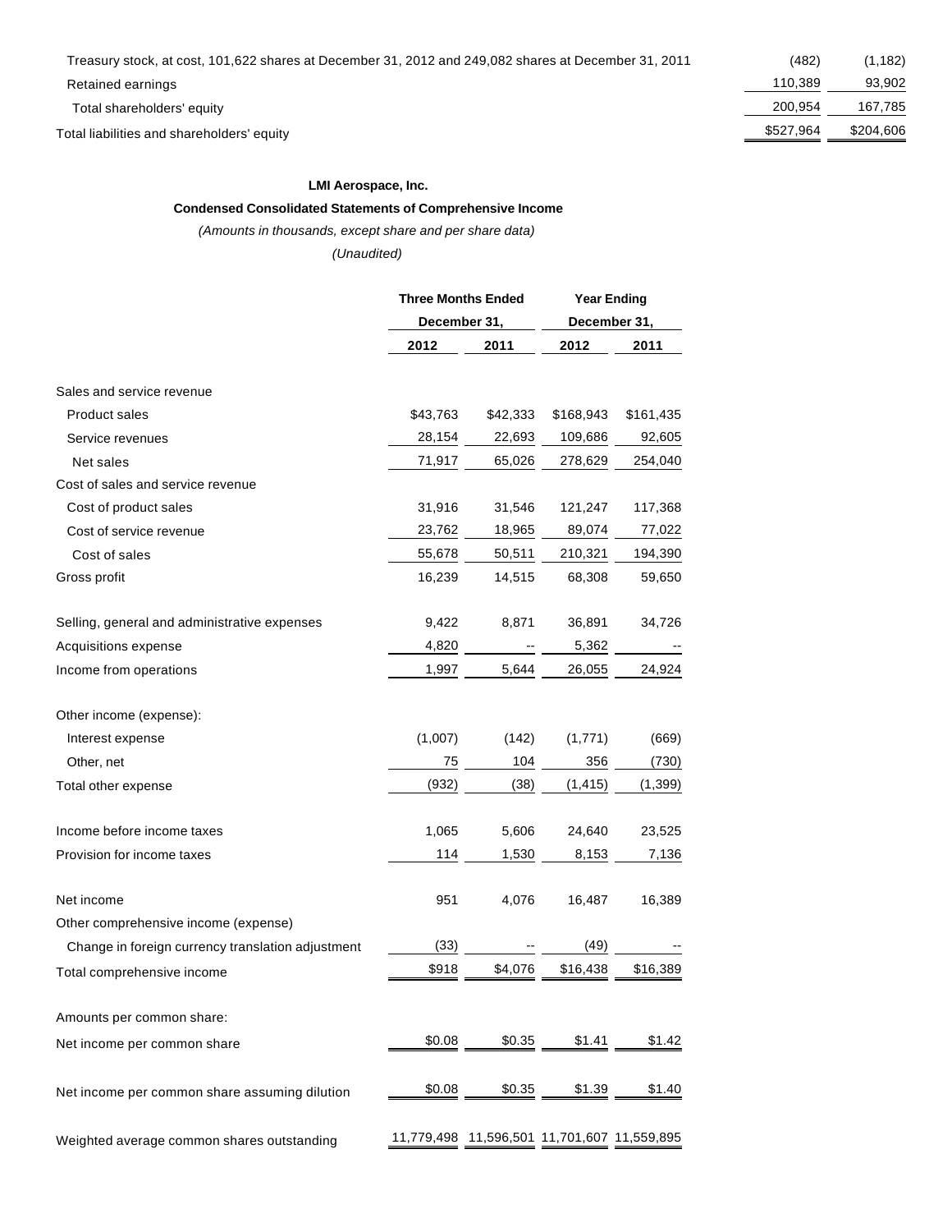| | | |
|---|---|---|
| Treasury stock, at cost, 101,622 shares at December 31, 2012 and 249,082 shares at December 31, 2011 | (482) | (1,182) |
| Retained earnings | 110,389 | 93,902 |
| Total shareholders' equity | 200,954 | 167,785 |
| Total liabilities and shareholders' equity | $527,964 | $204,606 |

**LMI Aerospace, Inc.**

**Condensed Consolidated Statements of Comprehensive Income**

*(Amounts in thousands, except share and per share data)*

*(Unaudited)*

| | Three Months Ended December 31, | | Year Ending December 31, | |
|---|---|---|---|---|
| | 2012 | 2011 | 2012 | 2011 |
| Sales and service revenue | | | | |
| Product sales | $43,763 | $42,333 | $168,943 | $161,435 |
| Service revenues | 28,154 | 22,693 | 109,686 | 92,605 |
| Net sales | 71,917 | 65,026 | 278,629 | 254,040 |
| Cost of sales and service revenue | | | | |
| Cost of product sales | 31,916 | 31,546 | 121,247 | 117,368 |
| Cost of service revenue | 23,762 | 18,965 | 89,074 | 77,022 |
| Cost of sales | 55,678 | 50,511 | 210,321 | 194,390 |
| Gross profit | 16,239 | 14,515 | 68,308 | 59,650 |
| Selling, general and administrative expenses | 9,422 | 8,871 | 36,891 | 34,726 |
| Acquisitions expense | 4,820 | -- | 5,362 | -- |
| Income from operations | 1,997 | 5,644 | 26,055 | 24,924 |
| Other income (expense): | | | | |
| Interest expense | (1,007) | (142) | (1,771) | (669) |
| Other, net | 75 | 104 | 356 | (730) |
| Total other expense | (932) | (38) | (1,415) | (1,399) |
| Income before income taxes | 1,065 | 5,606 | 24,640 | 23,525 |
| Provision for income taxes | 114 | 1,530 | 8,153 | 7,136 |
| Net income | 951 | 4,076 | 16,487 | 16,389 |
| Other comprehensive income (expense) | | | | |
| Change in foreign currency translation adjustment | (33) | -- | (49) | -- |
| Total comprehensive income | $918 | $4,076 | $16,438 | $16,389 |
| Amounts per common share: | | | | |
| Net income per common share | $0.08 | $0.35 | $1.41 | $1.42 |
| Net income per common share assuming dilution | $0.08 | $0.35 | $1.39 | $1.40 |
| Weighted average common shares outstanding | 11,779,498 | 11,596,501 | 11,701,607 | 11,559,895 |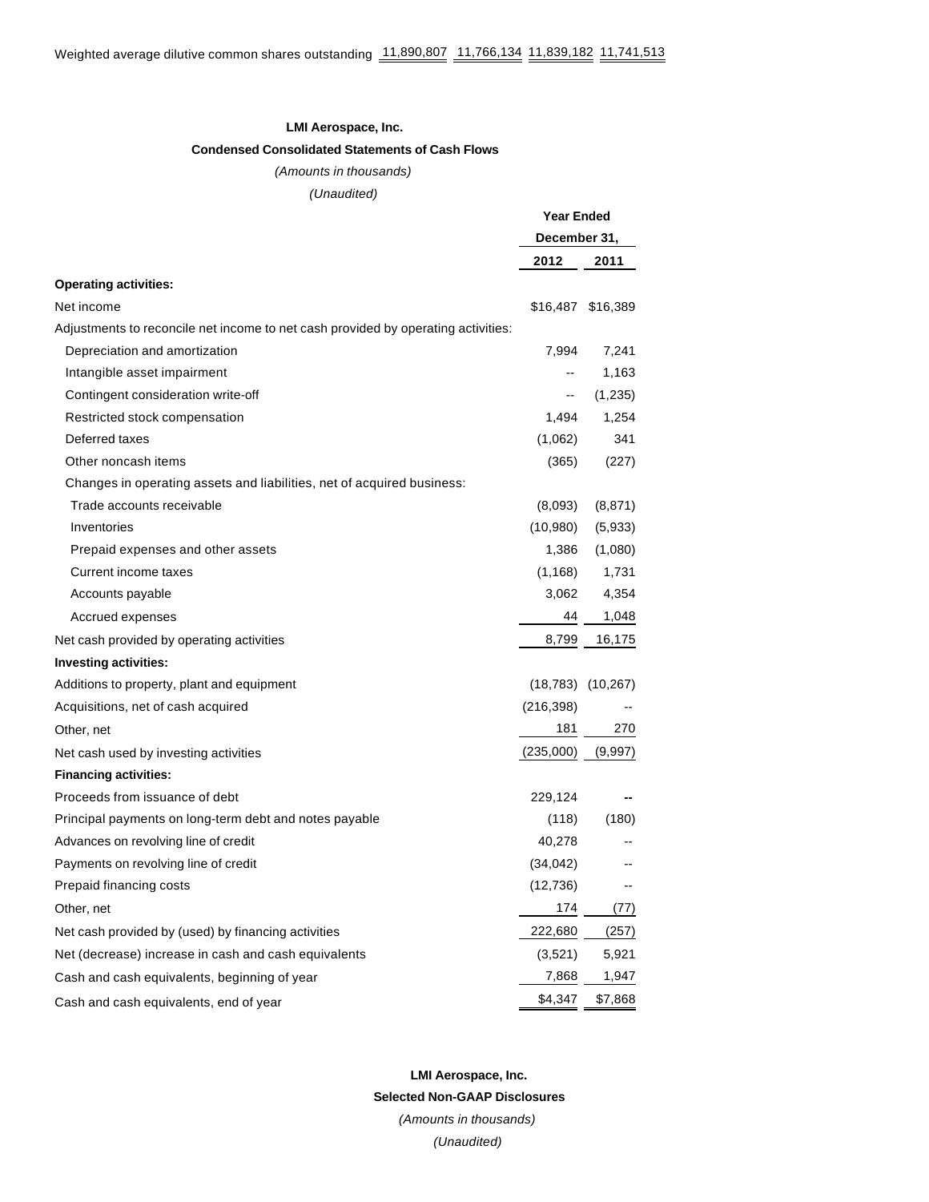| Weighted average dilutive common shares outstanding | 11,890,807 | 11,766,134 | 11,839,182 | 11,741,513 |
|---|---|---|---|---|

**LMI Aerospace, Inc.**

**Condensed Consolidated Statements of Cash Flows**

*(Amounts in thousands)*

*(Unaudited)*

| | Year Ended December 31, | |
|---|---|---|
| | **2012** | **2011** |
| **Operating activities:** | | |
| Net income | $16,487 | $16,389 |
| Adjustments to reconcile net income to net cash provided by operating activities: | | |
| Depreciation and amortization | 7,994 | 7,241 |
| Intangible asset impairment | -- | 1,163 |
| Contingent consideration write-off | -- | (1,235) |
| Restricted stock compensation | 1,494 | 1,254 |
| Deferred taxes | (1,062) | 341 |
| Other noncash items | (365) | (227) |
| Changes in operating assets and liabilities, net of acquired business: | | |
| Trade accounts receivable | (8,093) | (8,871) |
| Inventories | (10,980) | (5,933) |
| Prepaid expenses and other assets | 1,386 | (1,080) |
| Current income taxes | (1,168) | 1,731 |
| Accounts payable | 3,062 | 4,354 |
| Accrued expenses | 44 | 1,048 |
| Net cash provided by operating activities | 8,799 | 16,175 |
| **Investing activities:** | | |
| Additions to property, plant and equipment | (18,783) | (10,267) |
| Acquisitions, net of cash acquired | (216,398) | -- |
| Other, net | 181 | 270 |
| Net cash used by investing activities | (235,000) | (9,997) |
| **Financing activities:** | | |
| Proceeds from issuance of debt | 229,124 | -- |
| Principal payments on long-term debt and notes payable | (118) | (180) |
| Advances on revolving line of credit | 40,278 | -- |
| Payments on revolving line of credit | (34,042) | -- |
| Prepaid financing costs | (12,736) | -- |
| Other, net | 174 | (77) |
| Net cash provided by (used) by financing activities | 222,680 | (257) |
| Net (decrease) increase in cash and cash equivalents | (3,521) | 5,921 |
| Cash and cash equivalents, beginning of year | 7,868 | 1,947 |
| Cash and cash equivalents, end of year | $4,347 | $7,868 |

**LMI Aerospace, Inc.**

**Selected Non-GAAP Disclosures**

*(Amounts in thousands)*

*(Unaudited)*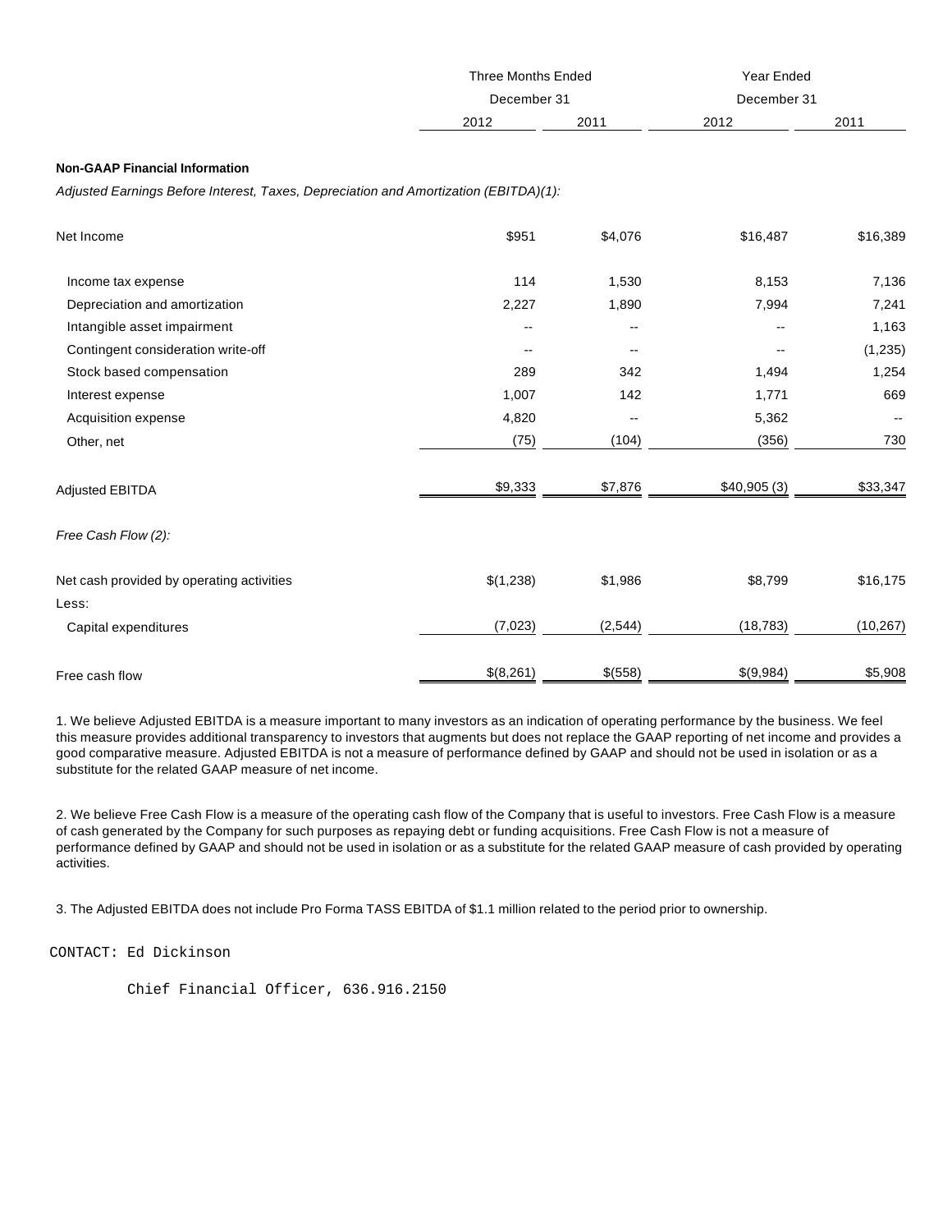| | Three Months Ended December 31 | | Year Ended December 31 | |
|---|---|---|---|---|
| | 2012 | 2011 | 2012 | 2011 |
| **Non-GAAP Financial Information** | | | | |
| *Adjusted Earnings Before Interest, Taxes, Depreciation and Amortization (EBITDA)(1):* | | | | |
| Net Income | $951 | $4,076 | $16,487 | $16,389 |
| Income tax expense | 114 | 1,530 | 8,153 | 7,136 |
| Depreciation and amortization | 2,227 | 1,890 | 7,994 | 7,241 |
| Intangible asset impairment | -- | -- | -- | 1,163 |
| Contingent consideration write-off | -- | -- | -- | (1,235) |
| Stock based compensation | 289 | 342 | 1,494 | 1,254 |
| Interest expense | 1,007 | 142 | 1,771 | 669 |
| Acquisition expense | 4,820 | -- | 5,362 | -- |
| Other, net | (75) | (104) | (356) | 730 |
| Adjusted EBITDA | $9,333 | $7,876 | $40,905 (3) | $33,347 |
| *Free Cash Flow (2):* | | | | |
| Net cash provided by operating activities | $(1,238) | $1,986 | $8,799 | $16,175 |
| Less: | | | | |
| Capital expenditures | (7,023) | (2,544) | (18,783) | (10,267) |
| Free cash flow | $(8,261) | $(558) | $(9,984) | $5,908 |

1. We believe Adjusted EBITDA is a measure important to many investors as an indication of operating performance by the business. We feel this measure provides additional transparency to investors that augments but does not replace the GAAP reporting of net income and provides a good comparative measure. Adjusted EBITDA is not a measure of performance defined by GAAP and should not be used in isolation or as a substitute for the related GAAP measure of net income.

2. We believe Free Cash Flow is a measure of the operating cash flow of the Company that is useful to investors. Free Cash Flow is a measure of cash generated by the Company for such purposes as repaying debt or funding acquisitions. Free Cash Flow is not a measure of performance defined by GAAP and should not be used in isolation or as a substitute for the related GAAP measure of cash provided by operating activities.

3. The Adjusted EBITDA does not include Pro Forma TASS EBITDA of $1.1 million related to the period prior to ownership.

CONTACT: Ed Dickinson

Chief Financial Officer, 636.916.2150